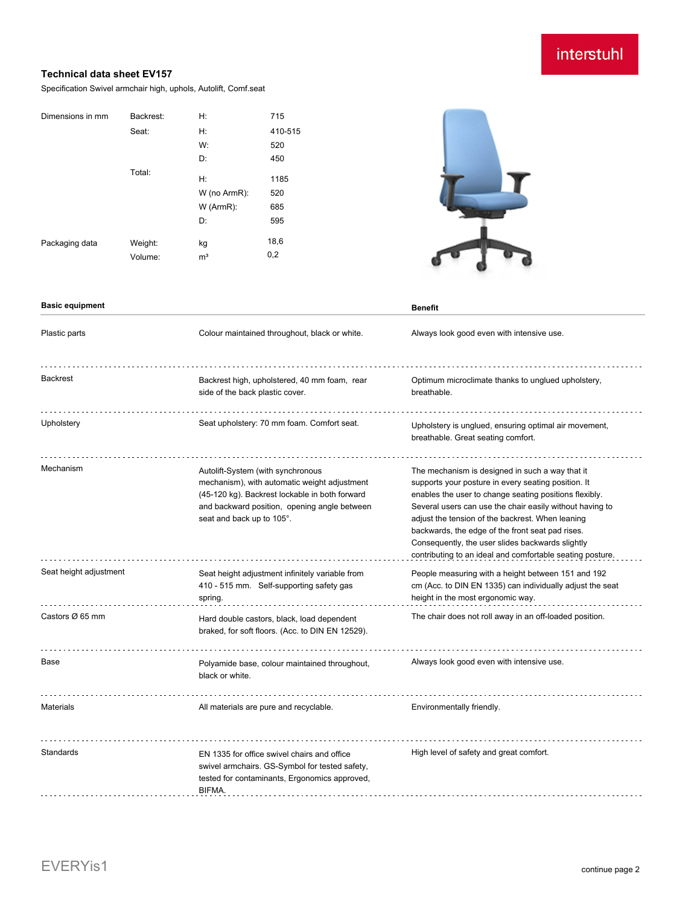interstuhl

## Technical data sheet EV157

Specification Swivel armchair high, uphols, Autolift, Comf.seat

| Dimensions in mm | Backrest: | H: | 715 |
|---|---|---|---|
| | Seat: | H: | 410-515 |
| | | W: | 520 |
| | | D: | 450 |
| | Total: | H: | 1185 |
| | | W (no ArmR): | 520 |
| | | W (ArmR): | 685 |
| | | D: | 595 |
| Packaging data | Weight: | kg | 18,6 |
| | Volume: | m³ | 0,2 |

| Basic equipment | | Benefit |
|---|---|---|
| Plastic parts | Colour maintained throughout, black or white. | Always look good even with intensive use. |
| Backrest | Backrest high, upholstered, 40 mm foam, rear side of the back plastic cover. | Optimum microclimate thanks to unglued upholstery, breathable. |
| Upholstery | Seat upholstery: 70 mm foam. Comfort seat. | Upholstery is unglued, ensuring optimal air movement, breathable. Great seating comfort. |
| Mechanism | Autolift-System (with synchronous mechanism), with automatic weight adjustment (45-120 kg). Backrest lockable in both forward and backward position, opening angle between seat and back up to 105°. | The mechanism is designed in such a way that it supports your posture in every seating position. It enables the user to change seating positions flexibly. Several users can use the chair easily without having to adjust the tension of the backrest. When leaning backwards, the edge of the front seat pad rises. Consequently, the user slides backwards slightly contributing to an ideal and comfortable seating posture. |
| Seat height adjustment | Seat height adjustment infinitely variable from 410 - 515 mm. Self-supporting safety gas spring. | People measuring with a height between 151 and 192 cm (Acc. to DIN EN 1335) can individually adjust the seat height in the most ergonomic way. |
| Castors Ø 65 mm | Hard double castors, black, load dependent braked, for soft floors. (Acc. to DIN EN 12529). | The chair does not roll away in an off-loaded position. |
| Base | Polyamide base, colour maintained throughout, black or white. | Always look good even with intensive use. |
| Materials | All materials are pure and recyclable. | Environmentally friendly. |
| Standards | EN 1335 for office swivel chairs and office swivel armchairs. GS-Symbol for tested safety, tested for contaminants, Ergonomics approved, BIFMA. | High level of safety and great comfort. |

EVERYis1

continue page 2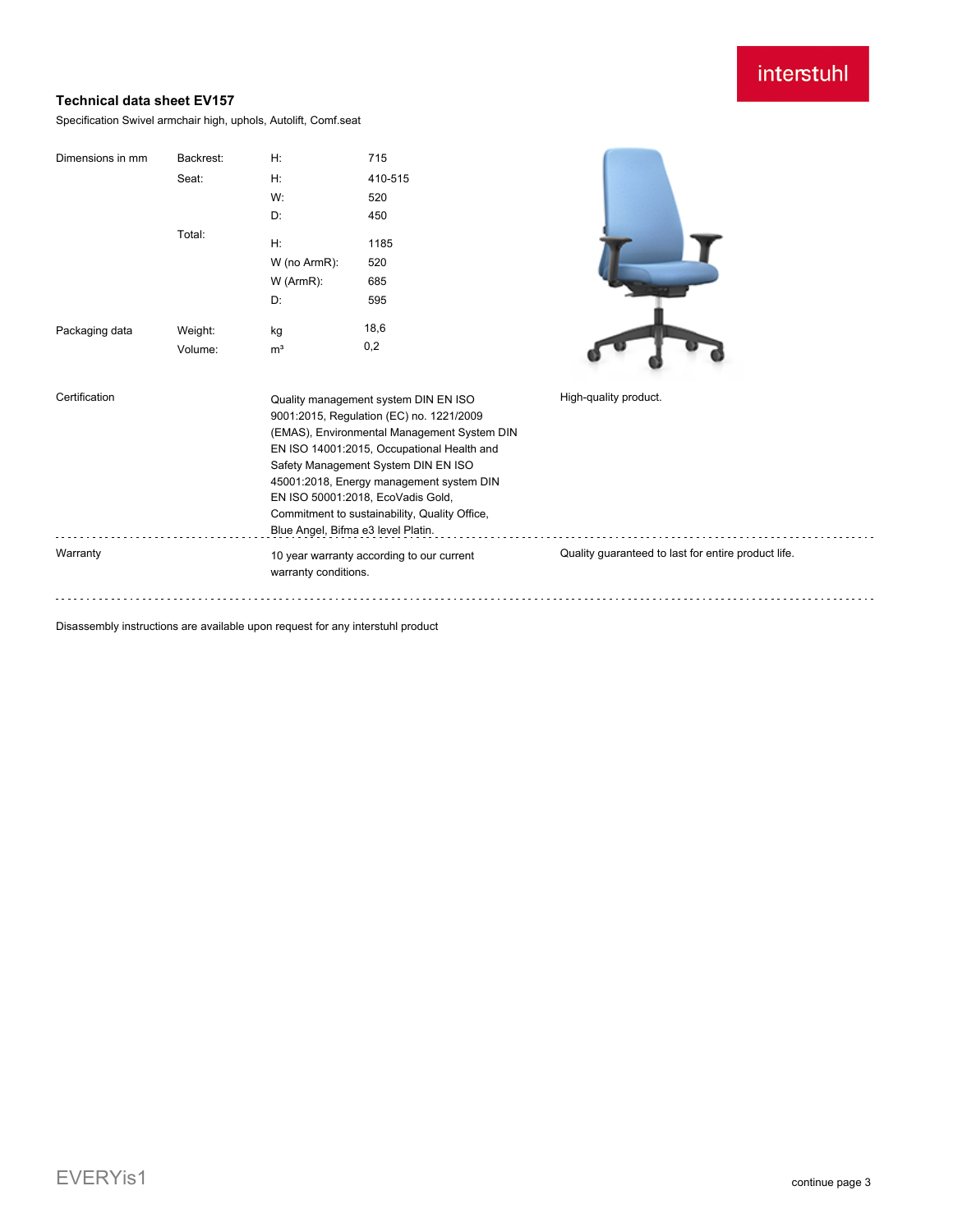interstuhl

## Technical data sheet EV157

Specification Swivel armchair high, uphols, Autolift, Comf.seat

| Dimensions in mm | Backrest: | H: | 715 |
|---|---|---|---|
| | Seat: | H: | 410-515 |
| | | W: | 520 |
| | | D: | 450 |
| | Total: | H: | 1185 |
| | | W (no ArmR): | 520 |
| | | W (ArmR): | 685 |
| | | D: | 595 |
| Packaging data | Weight: | kg | 18,6 |
| | Volume: | m³ | 0,2 |

| | | |
|---|---|---|
| Certification | Quality management system DIN EN ISO 9001:2015, Regulation (EC) no. 1221/2009 (EMAS), Environmental Management System DIN EN ISO 14001:2015, Occupational Health and Safety Management System DIN EN ISO 45001:2018, Energy management system DIN EN ISO 50001:2018, EcoVadis Gold, Commitment to sustainability, Quality Office, Blue Angel, Bifma e3 level Platin. | High-quality product. |
| Warranty | 10 year warranty according to our current warranty conditions. | Quality guaranteed to last for entire product life. |

Disassembly instructions are available upon request for any interstuhl product

EVERYis1

continue page 3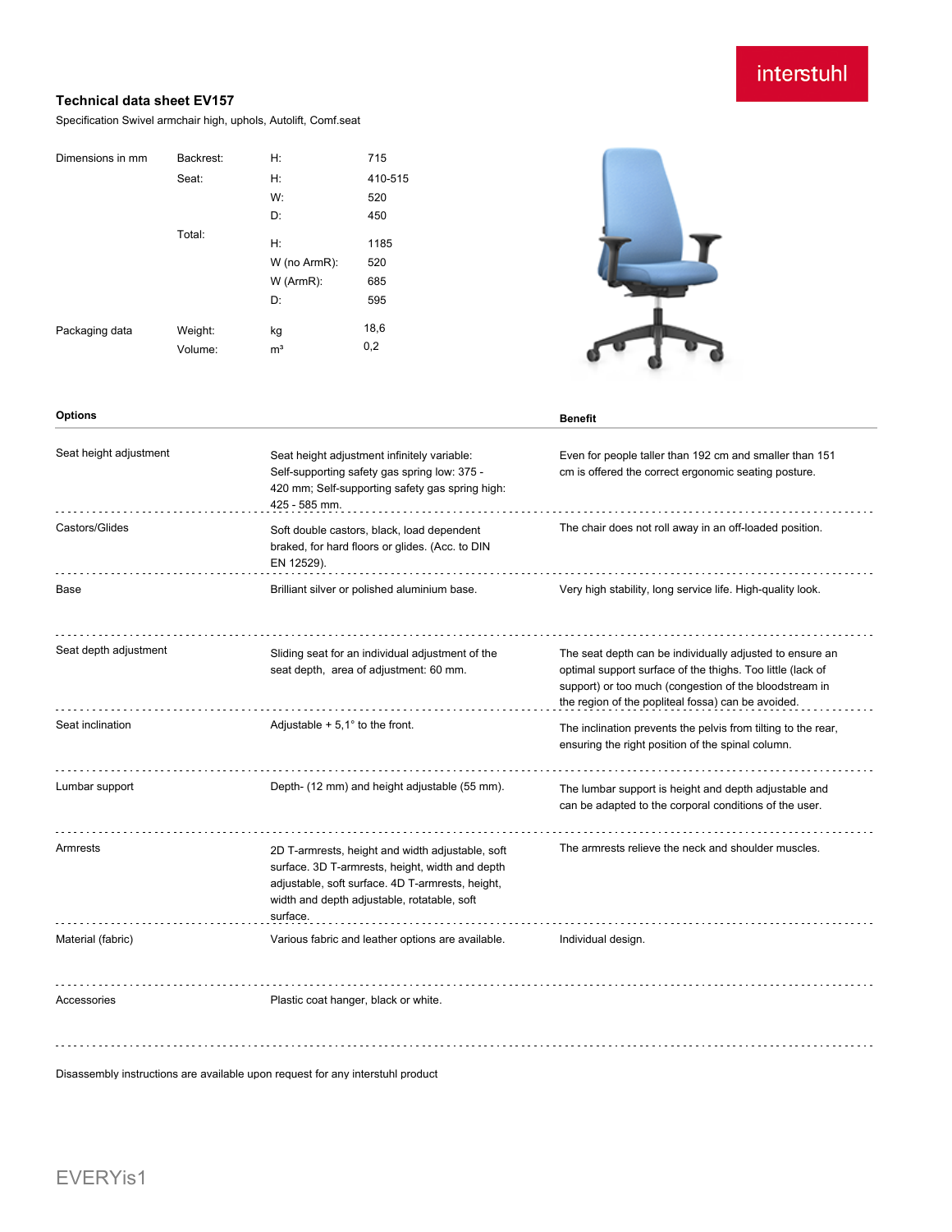interstuhl

### Technical data sheet EV157

Specification Swivel armchair high, uphols, Autolift, Comf.seat

| | | | |
|---|---|---|---|
| Dimensions in mm | Backrest: | H: | 715 |
| | Seat: | H: | 410-515 |
| | | W: | 520 |
| | | D: | 450 |
| | Total: | H: | 1185 |
| | | W (no ArmR): | 520 |
| | | W (ArmR): | 685 |
| | | D: | 595 |
| Packaging data | Weight: | kg | 18,6 |
| | Volume: | m³ | 0,2 |

| Options | | Benefit |
|---|---|---|
| Seat height adjustment | Seat height adjustment infinitely variable: Self-supporting safety gas spring low: 375 - 420 mm; Self-supporting safety gas spring high: 425 - 585 mm. | Even for people taller than 192 cm and smaller than 151 cm is offered the correct ergonomic seating posture. |
| Castors/Glides | Soft double castors, black, load dependent braked, for hard floors or glides. (Acc. to DIN EN 12529). | The chair does not roll away in an off-loaded position. |
| Base | Brilliant silver or polished aluminium base. | Very high stability, long service life. High-quality look. |
| Seat depth adjustment | Sliding seat for an individual adjustment of the seat depth, area of adjustment: 60 mm. | The seat depth can be individually adjusted to ensure an optimal support surface of the thighs. Too little (lack of support) or too much (congestion of the bloodstream in the region of the popliteal fossa) can be avoided. |
| Seat inclination | Adjustable + 5,1° to the front. | The inclination prevents the pelvis from tilting to the rear, ensuring the right position of the spinal column. |
| Lumbar support | Depth- (12 mm) and height adjustable (55 mm). | The lumbar support is height and depth adjustable and can be adapted to the corporal conditions of the user. |
| Armrests | 2D T-armrests, height and width adjustable, soft surface. 3D T-armrests, height, width and depth adjustable, soft surface. 4D T-armrests, height, width and depth adjustable, rotatable, soft surface. | The armrests relieve the neck and shoulder muscles. |
| Material (fabric) | Various fabric and leather options are available. | Individual design. |
| Accessories | Plastic coat hanger, black or white. | |

Disassembly instructions are available upon request for any interstuhl product

EVERYis1